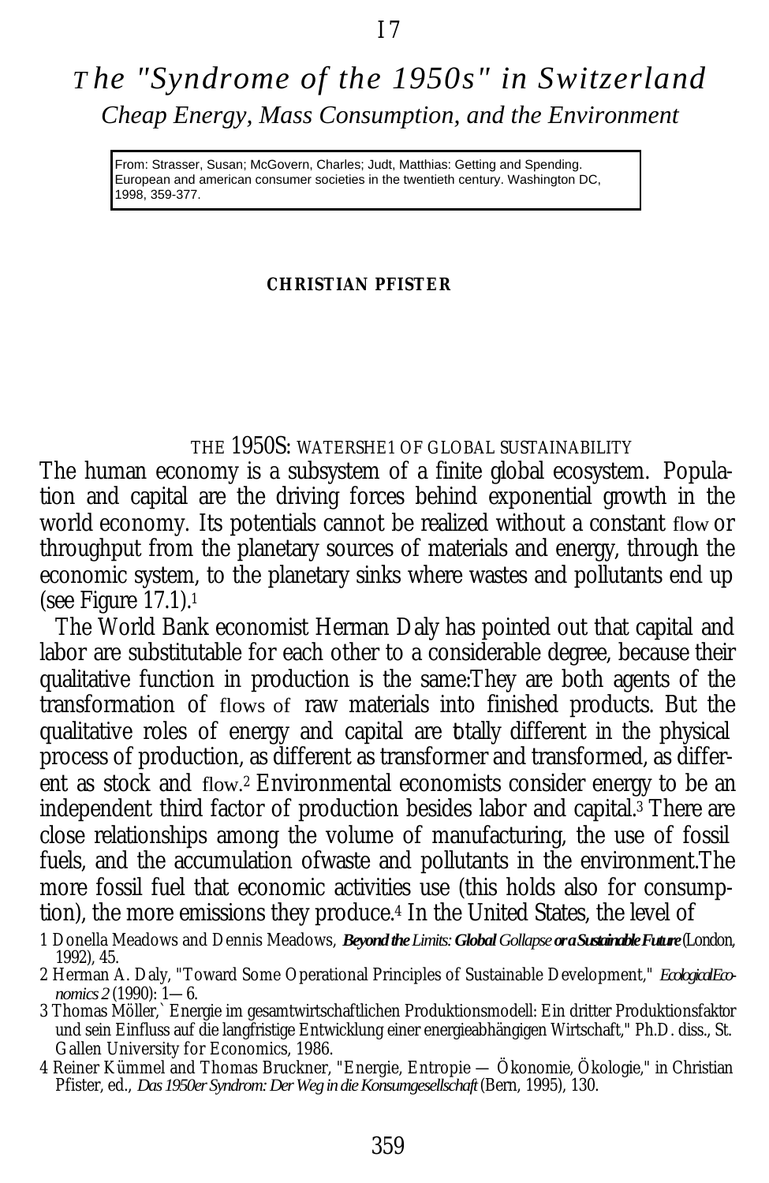17

# The "Syndrome of the 1950s" in Switzerland

## Cheap Energy, Mass Consumption, and the Environment

From: Strasser, Susan; McGovern, Charles; Judt, Matthias: Getting and Spending. European and american consumer societies in the twentieth century. Washington DC, 1998, 359-377.

**CHRISTIAN PFISTER**

### THE 1950S: WATERSHE1 OF GLOBAL SUSTAINABILITY

The human economy is a subsystem of a finite global ecosystem. Population and capital are the driving forces behind exponential growth in the world economy. Its potentials cannot be realized without a constant flow or throughput from the planetary sources of materials and energy, through the economic system, to the planetary sinks where wastes and pollutants end up (see Figure 17.1).[1]

The World Bank economist Herman Daly has pointed out that capital and labor are substitutable for each other to a considerable degree, because their qualitative function in production is the same:They are both agents of the transformation of flows of raw materials into finished products. But the qualitative roles of energy and capital are totally different in the physical process of production, as different as transformer and transformed, as different as stock and flow.[2] Environmental economists consider energy to be an independent third factor of production besides labor and capital.[3] There are close relationships among the volume of manufacturing, the use of fossil fuels, and the accumulation ofwaste and pollutants in the environment.The more fossil fuel that economic activities use (this holds also for consumption), the more emissions they produce.[4] In the United States, the level of

1 Donella Meadows and Dennis Meadows, *Beyond the Limits: Global Gollapse or a Sustainable Future* (London, 1992), 45.

2 Herman A. Daly, "Toward Some Operational Principles of Sustainable Development," *Ecological Economics 2* (1990): 1—6.

3 Thomas Möller,` Energie im gesamtwirtschaftlichen Produktionsmodell: Ein dritter Produktionsfaktor und sein Einfluss auf die langfristige Entwicklung einer energieabhängigen Wirtschaft," Ph.D. diss., St. Gallen University for Economics, 1986.

4 Reiner Kümmel and Thomas Bruckner, "Energie, Entropie — Ökonomie, Ökologie," in Christian Pfister, ed., *Das 1950er Syndrom: Der Weg in die Konsumgesellschaft* (Bern, 1995), 130.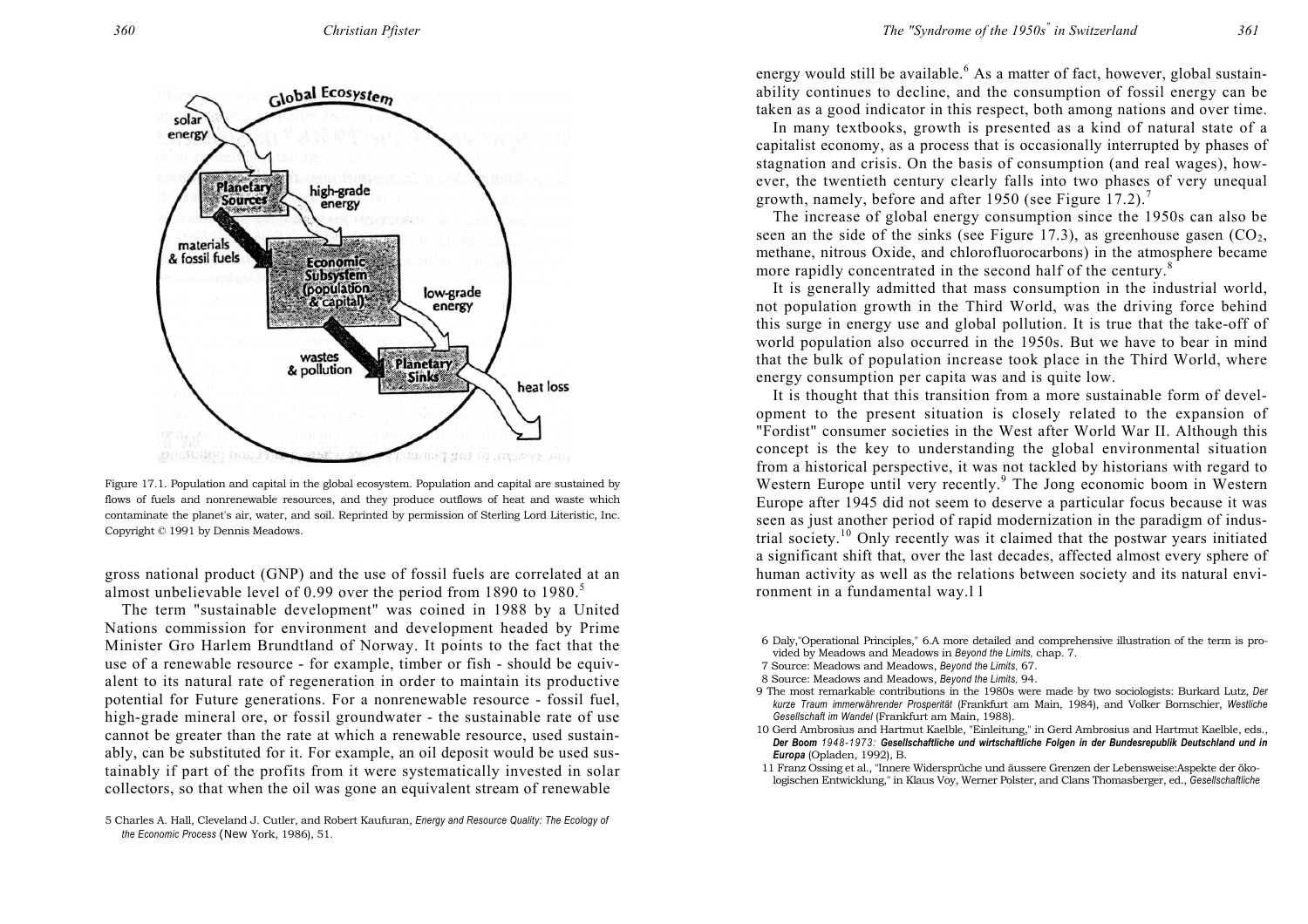Figure 17.1. Population and capital in the global ecosystem. Population and capital are sustained by flows of fuels and nonrenewable resources, and they produce outflows of heat and waste which contaminate the planet's air, water, and soil. Reprinted by permission of Sterling Lord Literistic, Inc. Copyright © 1991 by Dennis Meadows.

gross national product (GNP) and the use of fossil fuels are correlated at an almost unbelievable level of 0.99 over the period from 1890 to 1980.[5]

The term "sustainable development" was coined in 1988 by a United Nations commission for environment and development headed by Prime Minister Gro Harlem Brundtland of Norway. It points to the fact that the use of a renewable resource - for example, timber or fish - should be equivalent to its natural rate of regeneration in order to maintain its productive potential for Future generations. For a nonrenewable resource - fossil fuel, high-grade mineral ore, or fossil groundwater - the sustainable rate of use cannot be greater than the rate at which a renewable resource, used sustainably, can be substituted for it. For example, an oil deposit would be used sustainably if part of the profits from it were systematically invested in solar collectors, so that when the oil was gone an equivalent stream of renewable energy would still be available.[6] As a matter of fact, however, global sustainability continues to decline, and the consumption of fossil energy can be taken as a good indicator in this respect, both among nations and over time.

In many textbooks, growth is presented as a kind of natural state of a capitalist economy, as a process that is occasionally interrupted by phases of stagnation and crisis. On the basis of consumption (and real wages), however, the twentieth century clearly falls into two phases of very unequal growth, namely, before and after 1950 (see Figure 17.2).[7]

The increase of global energy consumption since the 1950s can also be seen an the side of the sinks (see Figure 17.3), as greenhouse gasen ($CO_2$, methane, nitrous Oxide, and chlorofluorocarbons) in the atmosphere became more rapidly concentrated in the second half of the century.[8]

It is generally admitted that mass consumption in the industrial world, not population growth in the Third World, was the driving force behind this surge in energy use and global pollution. It is true that the take-off of world population also occurred in the 1950s. But we have to bear in mind that the bulk of population increase took place in the Third World, where energy consumption per capita was and is quite low.

It is thought that this transition from a more sustainable form of development to the present situation is closely related to the expansion of "Fordist" consumer societies in the West after World War II. Although this concept is the key to understanding the global environmental situation from a historical perspective, it was not tackled by historians with regard to Western Europe until very recently.[9] The Jong economic boom in Western Europe after 1945 did not seem to deserve a particular focus because it was seen as just another period of rapid modernization in the paradigm of industrial society.[10] Only recently was it claimed that the postwar years initiated a significant shift that, over the last decades, affected almost every sphere of human activity as well as the relations between society and its natural environment in a fundamental way.l l

5 Charles A. Hall, Cleveland J. Cutler, and Robert Kaufuran, *Energy and Resource Quality: The Ecology of the Economic Process* (New York, 1986), 51.

6 Daly,"Operational Principles," 6.A more detailed and comprehensive illustration of the term is provided by Meadows and Meadows in *Beyond the Limits,* chap. 7.

7 Source: Meadows and Meadows, *Beyond the Limits,* 67.

8 Source: Meadows and Meadows, *Beyond the Limits,* 94.

9 The most remarkable contributions in the 1980s were made by two sociologists: Burkard Lutz, *Der kurze Traum immerwährender Prosperität* (Frankfurt am Main, 1984), and Volker Bornschier, *Westliche Gesellschaft im Wandel* (Frankfurt am Main, 1988).

10 Gerd Ambrosius and Hartmut Kaelble, "Einleitung," in Gerd Ambrosius and Hartmut Kaelble, eds., ***Der Boom** 1948-1973:* ***Gesellschaftliche und wirtschaftliche Folgen in der Bundesrepublik Deutschland und in Europa*** (Opladen, 1992), B.

11 Franz Ossing et al., "Innere Widersprüche und äussere Grenzen der Lebensweise:Aspekte der ökologischen Entwicklung," in Klaus Voy, Werner Polster, and Clans Thomasberger, ed., *Gesellschaftliche*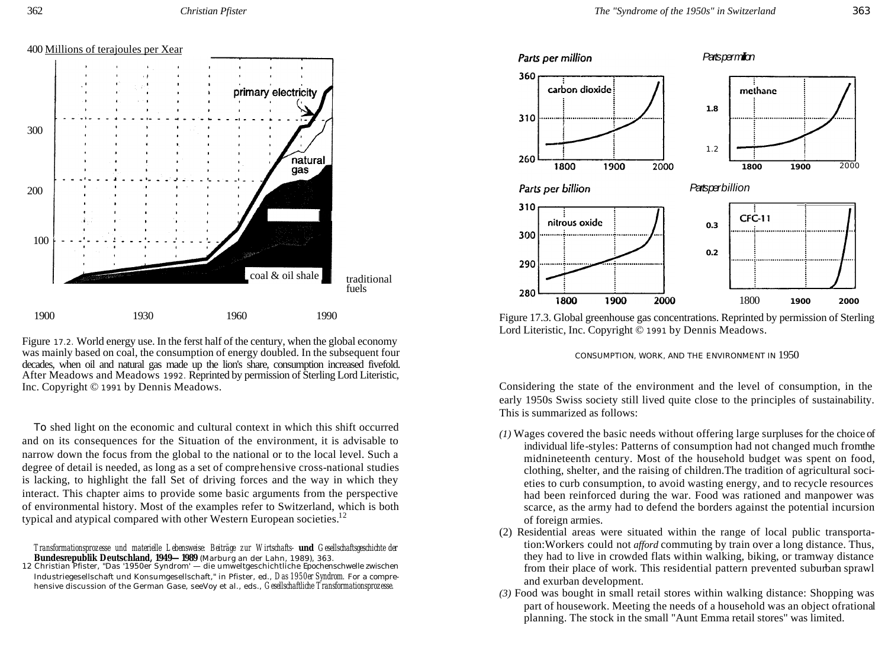Figure 17.2. World energy use. In the ferst half of the century, when the global economy was mainly based on coal, the consumption of energy doubled. In the subsequent four decades, when oil and natural gas made up the lion's share, consumption increased fivefold. After Meadows and Meadows 1992. Reprinted by permission of Sterling Lord Literistic, Inc. Copyright © 1991 by Dennis Meadows.

To shed light on the economic and cultural context in which this shift occurred and on its consequences for the Situation of the environment, it is advisable to narrow down the focus from the global to the national or to the local level. Such a degree of detail is needed, as long as a set of comprehensive cross-national studies is lacking, to highlight the fall Set of driving forces and the way in which they interact. This chapter aims to provide some basic arguments from the perspective of environmental history. Most of the examples refer to Switzerland, which is both typical and atypical compared with other Western European societies.[12]

*Transformationsprozesse und materielle Lebensweise: Beiträge zur Wirtschafts-* **und** *Gesellschaftsgeschichte der* **Bundesrepublik Deutschland, 1949—1989** (Marburg an der Lahn, 1989), 363.

12 Christian Pfister, "Das '1950er Syndrom' — die umweltgeschichtliche Epochenschwelle zwischen Industriegesellschaft und Konsumgesellschaft," in Pfister, ed., *Das 1950er Syndrom.* For a comprehensive discussion of the German Gase, seeVoy et al., eds., *Gesellschaftliche Transformationsprozesse.*

Figure 17.3. Global greenhouse gas concentrations. Reprinted by permission of Sterling Lord Literistic, Inc. Copyright © 1991 by Dennis Meadows.

## CONSUMPTION, WORK, AND THE ENVIRONMENT IN 1950

Considering the state of the environment and the level of consumption, in the early 1950s Swiss society still lived quite close to the principles of sustainability. This is summarized as follows:

*(1)* Wages covered the basic needs without offering large surpluses for the choice of individual life-styles: Patterns of consumption had not changed much fromthe midnineteenth century. Most of the household budget was spent on food, clothing, shelter, and the raising of children.The tradition of agricultural societies to curb consumption, to avoid wasting energy, and to recycle resources had been reinforced during the war. Food was rationed and manpower was scarce, as the army had to defend the borders against the potential incursion of foreign armies.

(2) Residential areas were situated within the range of local public transportation:Workers could not *afford* commuting by train over a long distance. Thus, they had to live in crowded flats within walking, biking, or tramway distance from their place of work. This residential pattern prevented suburban sprawl and exurban development.

*(3)* Food was bought in small retail stores within walking distance: Shopping was part of housework. Meeting the needs of a household was an object ofrational planning. The stock in the small "Aunt Emma retail stores" was limited.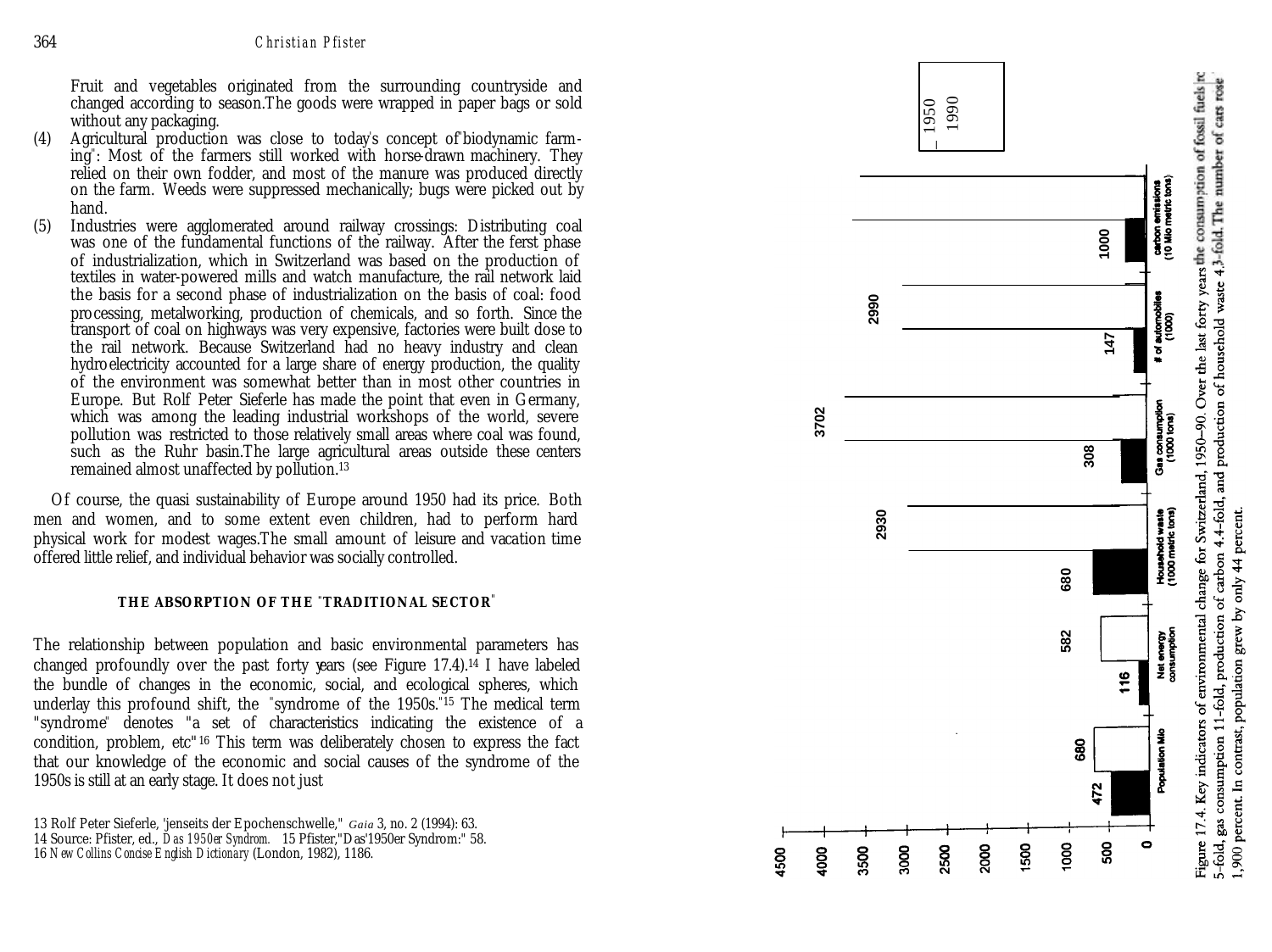Fruit and vegetables originated from the surrounding countryside and changed according to season. The goods were wrapped in paper bags or sold without any packaging.

(4) Agricultural production was close to today's concept of "biodynamic farming": Most of the farmers still worked with horse-drawn machinery. They relied on their own fodder, and most of the manure was produced directly on the farm. Weeds were suppressed mechanically; bugs were picked out by hand.

(5) Industries were agglomerated around railway crossings: Distributing coal was one of the fundamental functions of the railway. After the ferst phase of industrialization, which in Switzerland was based on the production of textiles in water-powered mills and watch manufacture, the rail network laid the basis for a second phase of industrialization on the basis of coal: food processing, metalworking, production of chemicals, and so forth. Since the transport of coal on highways was very expensive, factories were built dose to the rail network. Because Switzerland had no heavy industry and clean hydroelectricity accounted for a large share of energy production, the quality of the environment was somewhat better than in most other countries in Europe. But Rolf Peter Sieferle has made the point that even in Germany, which was among the leading industrial workshops of the world, severe pollution was restricted to those relatively small areas where coal was found, such as the Ruhr basin. The large agricultural areas outside these centers remained almost unaffected by pollution.[13]

Of course, the quasi sustainability of Europe around 1950 had its price. Both men and women, and to some extent even children, had to perform hard physical work for modest wages. The small amount of leisure and vacation time offered little relief, and individual behavior was socially controlled.

## THE ABSORPTION OF THE "TRADITIONAL SECTOR"

The relationship between population and basic environmental parameters has changed profoundly over the past forty years (see Figure 17.4).[14] I have labeled the bundle of changes in the economic, social, and ecological spheres, which underlay this profound shift, the "syndrome of the 1950s."[15] The medical term "syndrome" denotes "a set of characteristics indicating the existence of a condition, problem, etc"[16] This term was deliberately chosen to express the fact that our knowledge of the economic and social causes of the syndrome of the 1950s is still at an early stage. It does not just

| Indicator | 1950 | 1990 |
|---|---|---|
| Population Mio | 472 | 680 |
| Net energy consumption | 116 | 582 |
| Household waste (1000 metric tons) | 680 | 2930 |
| Gas consumption (1000 tons) | 308 | 3702 |
| # of automobiles (1000) | 147 | 2990 |
| carbon emissions (10 Mio metric tons) | 1000 | |

Figure 17.4. Key indicators of environmental change for Switzerland, 1950–90. Over the last forty years the consumption of fossil fuels rose 5-fold, gas consumption 11-fold, production of carbon 4.4-fold, and production of household waste 4.3-fold. The number of cars rose 1,900 percent. In contrast, population grew by only 44 percent.

13 Rolf Peter Sieferle, "jenseits der Epochenschwelle," *Gaia* 3, no. 2 (1994): 63.

14 Source: Pfister, ed., *Das 1950er Syndrom.*

15 Pfister, "Das 1950er Syndrom:" 58.

16 *New Collins Concise English Dictionary* (London, 1982), 1186.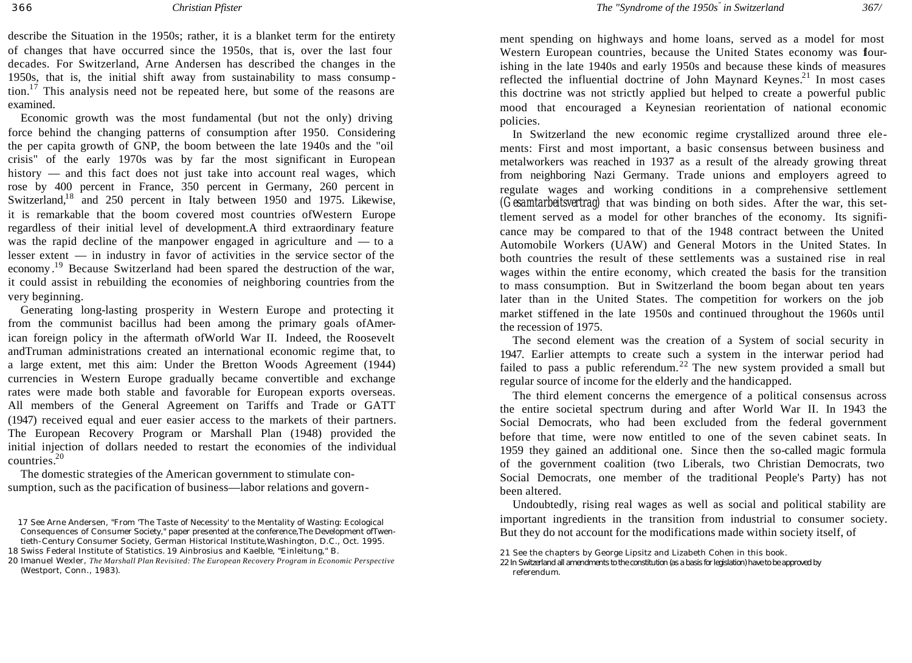describe the Situation in the 1950s; rather, it is a blanket term for the entirety of changes that have occurred since the 1950s, that is, over the last four decades. For Switzerland, Arne Andersen has described the changes in the 1950s, that is, the initial shift away from sustainability to mass consumption.[17] This analysis need not be repeated here, but some of the reasons are examined.

Economic growth was the most fundamental (but not the only) driving force behind the changing patterns of consumption after 1950. Considering the per capita growth of GNP, the boom between the late 1940s and the "oil crisis" of the early 1970s was by far the most significant in European history — and this fact does not just take into account real wages, which rose by 400 percent in France, 350 percent in Germany, 260 percent in Switzerland,[18] and 250 percent in Italy between 1950 and 1975. Likewise, it is remarkable that the boom covered most countries ofWestern Europe regardless of their initial level of development.A third extraordinary feature was the rapid decline of the manpower engaged in agriculture and — to a lesser extent — in industry in favor of activities in the service sector of the economy.[19] Because Switzerland had been spared the destruction of the war, it could assist in rebuilding the economies of neighboring countries from the very beginning.

Generating long-lasting prosperity in Western Europe and protecting it from the communist bacillus had been among the primary goals ofAmerican foreign policy in the aftermath ofWorld War II. Indeed, the Roosevelt andTruman administrations created an international economic regime that, to a large extent, met this aim: Under the Bretton Woods Agreement (1944) currencies in Western Europe gradually became convertible and exchange rates were made both stable and favorable for European exports overseas. All members of the General Agreement on Tariffs and Trade or GATT (1947) received equal and euer easier access to the markets of their partners. The European Recovery Program or Marshall Plan (1948) provided the initial injection of dollars needed to restart the economies of the individual countries.[20]

The domestic strategies of the American government to stimulate consumption, such as the pacification of business—labor relations and government spending on highways and home loans, served as a model for most Western European countries, because the United States economy was flourishing in the late 1940s and early 1950s and because these kinds of measures reflected the influential doctrine of John Maynard Keynes.[21] In most cases this doctrine was not strictly applied but helped to create a powerful public mood that encouraged a Keynesian reorientation of national economic policies.

In Switzerland the new economic regime crystallized around three elements: First and most important, a basic consensus between business and metalworkers was reached in 1937 as a result of the already growing threat from neighboring Nazi Germany. Trade unions and employers agreed to regulate wages and working conditions in a comprehensive settlement (*Gesamtarbeitsvertrag*) that was binding on both sides. After the war, this settlement served as a model for other branches of the economy. Its significance may be compared to that of the 1948 contract between the United Automobile Workers (UAW) and General Motors in the United States. In both countries the result of these settlements was a sustained rise in real wages within the entire economy, which created the basis for the transition to mass consumption. But in Switzerland the boom began about ten years later than in the United States. The competition for workers on the job market stiffened in the late 1950s and continued throughout the 1960s until the recession of 1975.

The second element was the creation of a System of social security in 1947. Earlier attempts to create such a system in the interwar period had failed to pass a public referendum.[22] The new system provided a small but regular source of income for the elderly and the handicapped.

The third element concerns the emergence of a political consensus across the entire societal spectrum during and after World War II. In 1943 the Social Democrats, who had been excluded from the federal government before that time, were now entitled to one of the seven cabinet seats. In 1959 they gained an additional one. Since then the so-called magic formula of the government coalition (two Liberals, two Christian Democrats, two Social Democrats, one member of the traditional People's Party) has not been altered.

Undoubtedly, rising real wages as well as social and political stability are important ingredients in the transition from industrial to consumer society. But they do not account for the modifications made within society itself, of

17 See Arne Andersen, "From 'The Taste of Necessity' to the Mentality of Wasting: Ecological Consequences of Consumer Society," paper presented at the conference,The Development ofTwentieth-Century Consumer Society, German Historical Institute,Washington, D.C., Oct. 1995.

18 Swiss Federal Institute of Statistics. 19 Ainbrosius and Kaelble, "Einleitung," B.

20 Imanuel Wexler, *The Marshall Plan Revisited: The European Recovery Program in Economic Perspective* (Westport, Conn., 1983).

21 See the chapters by George Lipsitz and Lizabeth Cohen in this book.

22 In Switzerland all amendments to the constitution (as a basis for legislation) have to be approved by referendum.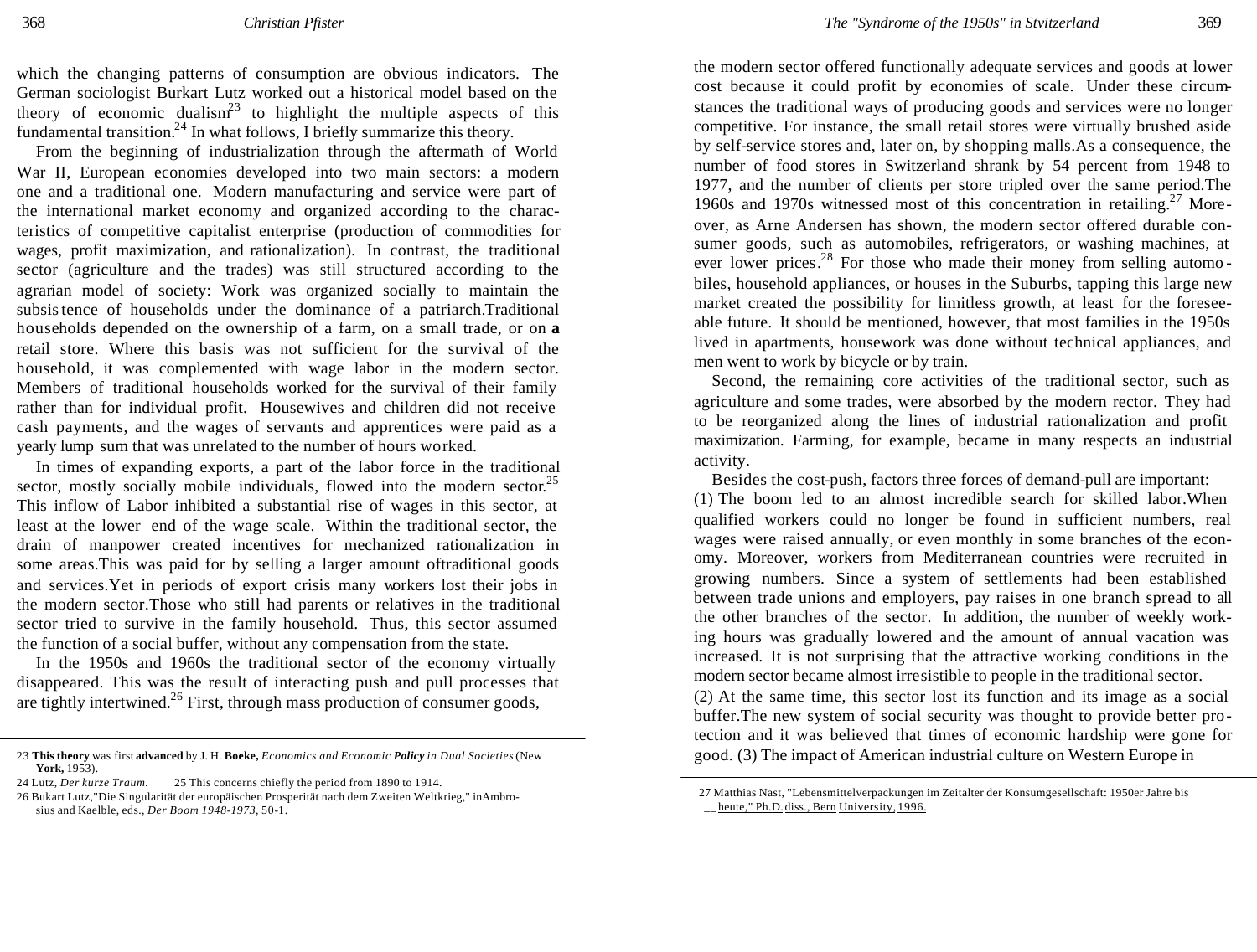which the changing patterns of consumption are obvious indicators. The German sociologist Burkart Lutz worked out a historical model based on the theory of economic dualism[23] to highlight the multiple aspects of this fundamental transition.[24] In what follows, I briefly summarize this theory.

From the beginning of industrialization through the aftermath of World War II, European economies developed into two main sectors: a modern one and a traditional one. Modern manufacturing and service were part of the international market economy and organized according to the characteristics of competitive capitalist enterprise (production of commodities for wages, profit maximization, and rationalization). In contrast, the traditional sector (agriculture and the trades) was still structured according to the agrarian model of society: Work was organized socially to maintain the subsistence of households under the dominance of a patriarch.Traditional households depended on the ownership of a farm, on a small trade, or on **a** retail store. Where this basis was not sufficient for the survival of the household, it was complemented with wage labor in the modern sector. Members of traditional households worked for the survival of their family rather than for individual profit. Housewives and children did not receive cash payments, and the wages of servants and apprentices were paid as a yearly lump sum that was unrelated to the number of hours worked.

In times of expanding exports, a part of the labor force in the traditional sector, mostly socially mobile individuals, flowed into the modern sector.[25] This inflow of Labor inhibited a substantial rise of wages in this sector, at least at the lower end of the wage scale. Within the traditional sector, the drain of manpower created incentives for mechanized rationalization in some areas.This was paid for by selling a larger amount oftraditional goods and services.Yet in periods of export crisis many workers lost their jobs in the modern sector.Those who still had parents or relatives in the traditional sector tried to survive in the family household. Thus, this sector assumed the function of a social buffer, without any compensation from the state.

In the 1950s and 1960s the traditional sector of the economy virtually disappeared. This was the result of interacting push and pull processes that are tightly intertwined.[26] First, through mass production of consumer goods, the modern sector offered functionally adequate services and goods at lower cost because it could profit by economies of scale. Under these circumstances the traditional ways of producing goods and services were no longer competitive. For instance, the small retail stores were virtually brushed aside by self-service stores and, later on, by shopping malls.As a consequence, the number of food stores in Switzerland shrank by 54 percent from 1948 to 1977, and the number of clients per store tripled over the same period.The 1960s and 1970s witnessed most of this concentration in retailing.[27] Moreover, as Arne Andersen has shown, the modern sector offered durable consumer goods, such as automobiles, refrigerators, or washing machines, at ever lower prices.[28] For those who made their money from selling automobiles, household appliances, or houses in the Suburbs, tapping this large new market created the possibility for limitless growth, at least for the foreseeable future. It should be mentioned, however, that most families in the 1950s lived in apartments, housework was done without technical appliances, and men went to work by bicycle or by train.

Second, the remaining core activities of the traditional sector, such as agriculture and some trades, were absorbed by the modern rector. They had to be reorganized along the lines of industrial rationalization and profit maximization. Farming, for example, became in many respects an industrial activity.

Besides the cost-push, factors three forces of demand-pull are important:

(1) The boom led to an almost incredible search for skilled labor.When qualified workers could no longer be found in sufficient numbers, real wages were raised annually, or even monthly in some branches of the economy. Moreover, workers from Mediterranean countries were recruited in growing numbers. Since a system of settlements had been established between trade unions and employers, pay raises in one branch spread to all the other branches of the sector. In addition, the number of weekly working hours was gradually lowered and the amount of annual vacation was increased. It is not surprising that the attractive working conditions in the modern sector became almost irresistible to people in the traditional sector.

(2) At the same time, this sector lost its function and its image as a social buffer.The new system of social security was thought to provide better protection and it was believed that times of economic hardship were gone for good. (3) The impact of American industrial culture on Western Europe in

---

23 **This theory** was first **advanced** by J. H. **Boeke,** *Economics and Economic **Policy** in Dual Societies* (New **York,** 1953).

24 Lutz, *Der kurze Traum.*

25 This concerns chiefly the period from 1890 to 1914.

26 Bukart Lutz,"Die Singularität der europäischen Prosperität nach dem Zweiten Weltkrieg," inAmbrosius and Kaelble, eds., *Der Boom 1948-1973,* 50-1.

27 Matthias Nast, "Lebensmittelverpackungen im Zeitalter der Konsumgesellschaft: 1950er Jahre bis heute," Ph.D. diss., Bern University, 1996.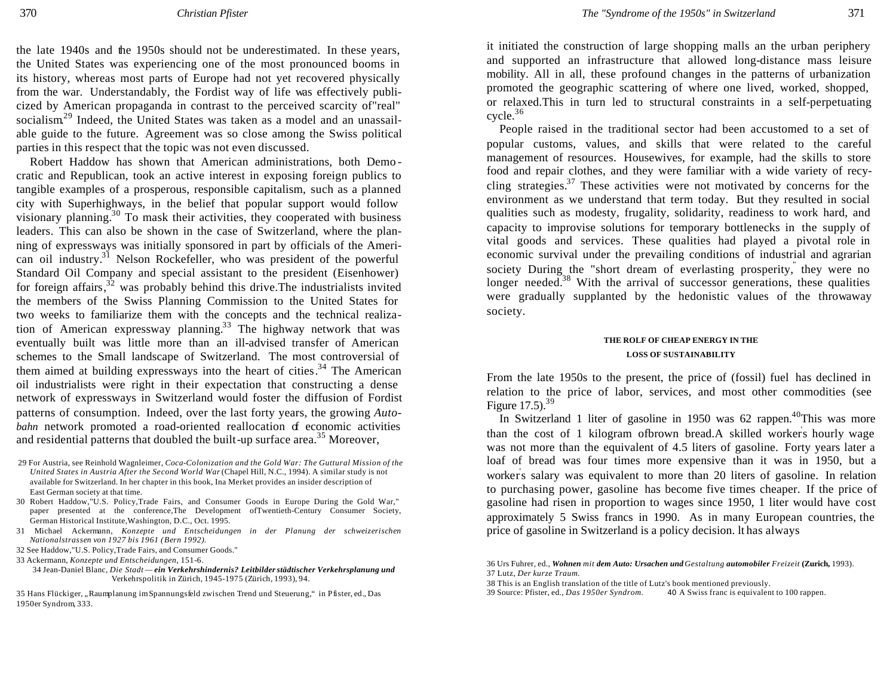the late 1940s and the 1950s should not be underestimated. In these years, the United States was experiencing one of the most pronounced booms in its history, whereas most parts of Europe had not yet recovered physically from the war. Understandably, the Fordist way of life was effectively publicized by American propaganda in contrast to the perceived scarcity of"real" socialism.[29] Indeed, the United States was taken as a model and an unassailable guide to the future. Agreement was so close among the Swiss political parties in this respect that the topic was not even discussed.

Robert Haddow has shown that American administrations, both Democratic and Republican, took an active interest in exposing foreign publics to tangible examples of a prosperous, responsible capitalism, such as a planned city with Superhighways, in the belief that popular support would follow visionary planning.[30] To mask their activities, they cooperated with business leaders. This can also be shown in the case of Switzerland, where the planning of expressways was initially sponsored in part by officials of the American oil industry.[31] Nelson Rockefeller, who was president of the powerful Standard Oil Company and special assistant to the president (Eisenhower) for foreign affairs,[32] was probably behind this drive.The industrialists invited the members of the Swiss Planning Commission to the United States for two weeks to familiarize them with the concepts and the technical realization of American expressway planning.[33] The highway network that was eventually built was little more than an ill-advised transfer of American schemes to the Small landscape of Switzerland. The most controversial of them aimed at building expressways into the heart of cities.[34] The American oil industrialists were right in their expectation that constructing a dense network of expressways in Switzerland would foster the diffusion of Fordist patterns of consumption. Indeed, over the last forty years, the growing *Autobahn* network promoted a road-oriented reallocation of economic activities and residential patterns that doubled the built-up surface area.[35] Moreover, it initiated the construction of large shopping malls an the urban periphery and supported an infrastructure that allowed long-distance mass leisure mobility. All in all, these profound changes in the patterns of urbanization promoted the geographic scattering of where one lived, worked, shopped, or relaxed.This in turn led to structural constraints in a self-perpetuating cycle.[36]

People raised in the traditional sector had been accustomed to a set of popular customs, values, and skills that were related to the careful management of resources. Housewives, for example, had the skills to store food and repair clothes, and they were familiar with a wide variety of recycling strategies.[37] These activities were not motivated by concerns for the environment as we understand that term today. But they resulted in social qualities such as modesty, frugality, solidarity, readiness to work hard, and capacity to improvise solutions for temporary bottlenecks in the supply of vital goods and services. These qualities had played a pivotal role in economic survival under the prevailing conditions of industrial and agrarian society During the "short dream of everlasting prosperity," they were no longer needed.[38] With the arrival of successor generations, these qualities were gradually supplanted by the hedonistic values of the throwaway society.

## THE ROLF OF CHEAP ENERGY IN THE LOSS OF SUSTAINABILITY

From the late 1950s to the present, the price of (fossil) fuel has declined in relation to the price of labor, services, and most other commodities (see Figure 17.5).[39]

In Switzerland 1 liter of gasoline in 1950 was 62 rappen.[40] This was more than the cost of 1 kilogram ofbrown bread.A skilled worker's hourly wage was not more than the equivalent of 4.5 liters of gasoline. Forty years later a loaf of bread was four times more expensive than it was in 1950, but a worker's salary was equivalent to more than 20 liters of gasoline. In relation to purchasing power, gasoline has become five times cheaper. If the price of gasoline had risen in proportion to wages since 1950, 1 liter would have cost approximately 5 Swiss francs in 1990. As in many European countries, the price of gasoline in Switzerland is a policy decision. lt has always

29 For Austria, see Reinhold Wagnleimer, *Coca-Colonization and the Gold War: The Guttural Mission of the United States in Austria After the Second World War* (Chapel Hill, N.C., 1994). A similar study is not available for Switzerland. In her chapter in this book, Ina Merket provides an insider description of East German society at that time.

30 Robert Haddow,"U.S. Policy,Trade Fairs, and Consumer Goods in Europe During the Gold War," paper presented at the conference,The Development ofTwentieth-Century Consumer Society, German Historical Institute,Washington, D.C., Oct. 1995.

31 Michael Ackermann, *Konzepte und Entscheidungen in der Planung der schweizerischen Nationalstrassen von 1927 bis 1961 (Bern 1992).*

32 See Haddow,"U.S. Policy,Trade Fairs, and Consumer Goods."

33 Ackermann, *Konzepte und Entscheidungen*, 151-6.

34 Jean-Daniel Blanc, *Die Stadt — **ein Verkehrshindernis? Leitbilder städtischer Verkehrsplanung und*** Verkehrspolitik in Zürich, 1945-1975 (Zürich, 1993), 94.

35 Hans Flückiger, „Raumplanung im Spannungsfeld zwischen Trend und Steuerung," in Pfister, ed., Das 1950er Syndrom, 333.

36 Urs Fuhrer, ed., ***Wohnen** mit **dem Auto: Ursachen und** Gestaltung **automobiler** Freizeit* **(Zurich,** 1993).

37 Lutz, *Der kurze Traum.*

38 This is an English translation of the title of Lutz's book mentioned previously.

39 Source: Pfister, ed., *Das 1950er Syndrom.*

40 A Swiss franc is equivalent to 100 rappen.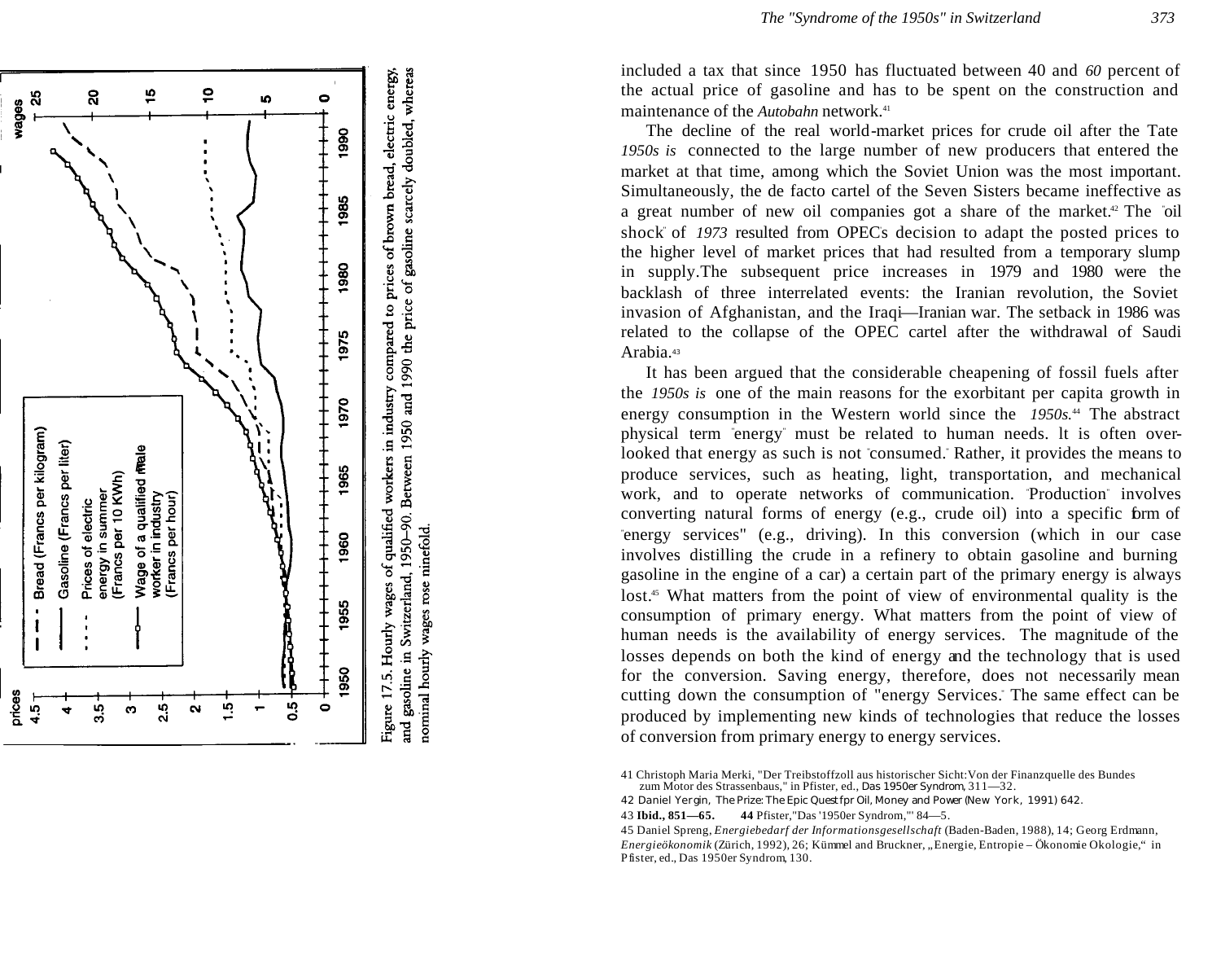Figure 17.5. Hourly wages of qualified workers in industry compared to prices of brown bread, electric energy, and gasoline in Switzerland, 1950–90. Between 1950 and 1990 the price of gasoline scarcely doubled, whereas nominal hourly wages rose ninefold.

included a tax that since 1950 has fluctuated between 40 and *60* percent of the actual price of gasoline and has to be spent on the construction and maintenance of the *Autobahn* network.[41]

The decline of the real world-market prices for crude oil after the Tate *1950s is* connected to the large number of new producers that entered the market at that time, among which the Soviet Union was the most important. Simultaneously, the de facto cartel of the Seven Sisters became ineffective as a great number of new oil companies got a share of the market.[42] The "oil shock" of *1973* resulted from OPEC's decision to adapt the posted prices to the higher level of market prices that had resulted from a temporary slump in supply.The subsequent price increases in 1979 and 1980 were the backlash of three interrelated events: the Iranian revolution, the Soviet invasion of Afghanistan, and the Iraqi—Iranian war. The setback in 1986 was related to the collapse of the OPEC cartel after the withdrawal of Saudi Arabia.[43]

It has been argued that the considerable cheapening of fossil fuels after the *1950s is* one of the main reasons for the exorbitant per capita growth in energy consumption in the Western world since the *1950s*.[44] The abstract physical term "energy" must be related to human needs. lt is often overlooked that energy as such is not "consumed." Rather, it provides the means to produce services, such as heating, light, transportation, and mechanical work, and to operate networks of communication. "Production" involves converting natural forms of energy (e.g., crude oil) into a specific form of "energy services" (e.g., driving). In this conversion (which in our case involves distilling the crude in a refinery to obtain gasoline and burning gasoline in the engine of a car) a certain part of the primary energy is always lost.[45] What matters from the point of view of environmental quality is the consumption of primary energy. What matters from the point of view of human needs is the availability of energy services. The magnitude of the losses depends on both the kind of energy and the technology that is used for the conversion. Saving energy, therefore, does not necessarily mean cutting down the consumption of "energy Services." The same effect can be produced by implementing new kinds of technologies that reduce the losses of conversion from primary energy to energy services.

41 Christoph Maria Merki, "Der Treibstoffzoll aus historischer Sicht:Von der Finanzquelle des Bundes zum Motor des Strassenbaus," in Pfister, ed., Das 1950er Syndrom, 311—32.

42 Daniel Yergin, *The Prize: The Epic Quest fpr Oil, Money and Power* (New York, 1991) 642.

43 **Ibid., 851—65.** 44 Pfister,"Das '1950er Syndrom,"' 84—5.

45 Daniel Spreng, *Energiebedarf der Informationsgesellschaft* (Baden-Baden, 1988), 14; Georg Erdmann, *Energieökonomik* (Zürich, 1992), 26; Kümmel and Bruckner, „Energie, Entropie – Ökonomie Okologie," in Pfister, ed., Das 1950er Syndrom, 130.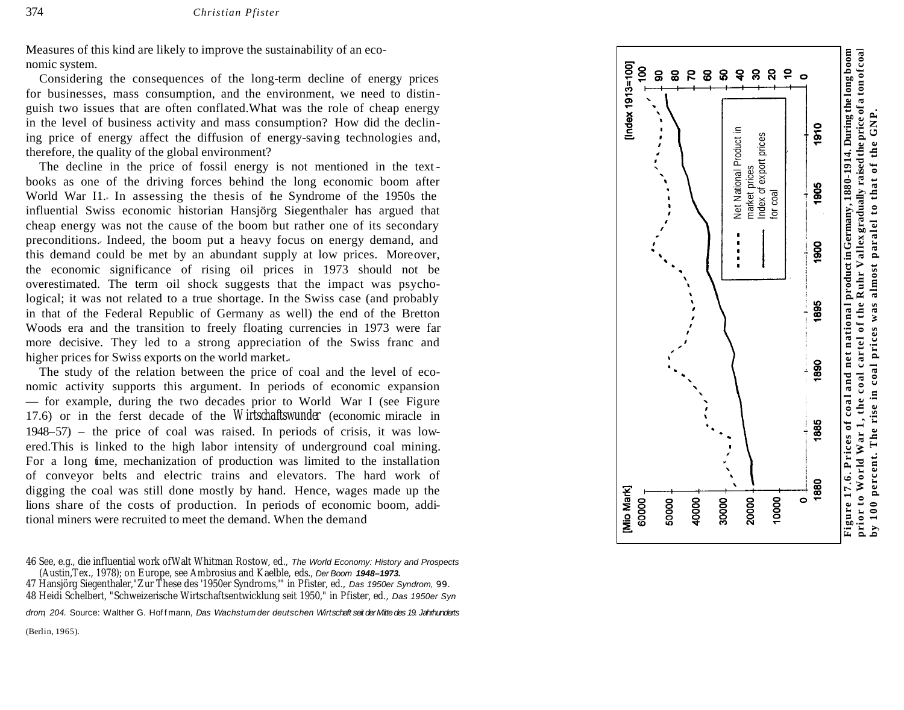Measures of this kind are likely to improve the sustainability of an economic system.

Considering the consequences of the long-term decline of energy prices for businesses, mass consumption, and the environment, we need to distinguish two issues that are often conflated. What was the role of cheap energy in the level of business activity and mass consumption? How did the declining price of energy affect the diffusion of energy-saving technologies and, therefore, the quality of the global environment?

The decline in the price of fossil energy is not mentioned in the textbooks as one of the driving forces behind the long economic boom after World War II.[46] In assessing the thesis of the Syndrome of the 1950s the influential Swiss economic historian Hansjörg Siegenthaler has argued that cheap energy was not the cause of the boom but rather one of its secondary preconditions.[47] Indeed, the boom put a heavy focus on energy demand, and this demand could be met by an abundant supply at low prices. Moreover, the economic significance of rising oil prices in 1973 should not be overestimated. The term oil shock suggests that the impact was psychological; it was not related to a true shortage. In the Swiss case (and probably in that of the Federal Republic of Germany as well) the end of the Bretton Woods era and the transition to freely floating currencies in 1973 were far more decisive. They led to a strong appreciation of the Swiss franc and higher prices for Swiss exports on the world market.[48]

The study of the relation between the price of coal and the level of economic activity supports this argument. In periods of economic expansion — for example, during the two decades prior to World War I (see Figure 17.6) or in the ferst decade of the *Wirtschaftswunder* (economic miracle in 1948–57) – the price of coal was raised. In periods of crisis, it was lowered. This is linked to the high labor intensity of underground coal mining. For a long time, mechanization of production was limited to the installation of conveyor belts and electric trains and elevators. The hard work of digging the coal was still done mostly by hand. Hence, wages made up the lions share of the costs of production. In periods of economic boom, additional miners were recruited to meet the demand. When the demand

**Figure 17.6. Prices of coal and net national product in Germany, 1880-1914. During the long boom prior to World War 1, the coal cartel of the Ruhr Vallex gradually raised the price of a ton of coal by 100 percent. The rise in coal prices was almost paralel to that of the GNP.**

46 See, e.g., die influential work of Walt Whitman Rostow, ed., *The World Economy: History and Prospects* (Austin, Tex., 1978); on Europe, see Ambrosius and Kaelble, eds., *Der Boom 1948–1973.*

47 Hansjörg Siegenthaler, "Zur These des '1950er Syndroms,'" in Pfister, ed., *Das 1950er Syndrom,* 99.

48 Heidi Schelbert, "Schweizerische Wirtschaftsentwicklung seit 1950," in Pfister, ed., *Das 1950er Syndrom,* 204. Source: Walther G. Hoffmann, *Das Wachstum der deutschen Wirtschaft seit der Mitte des 19. Jahrhunderts* (Berlin, 1965).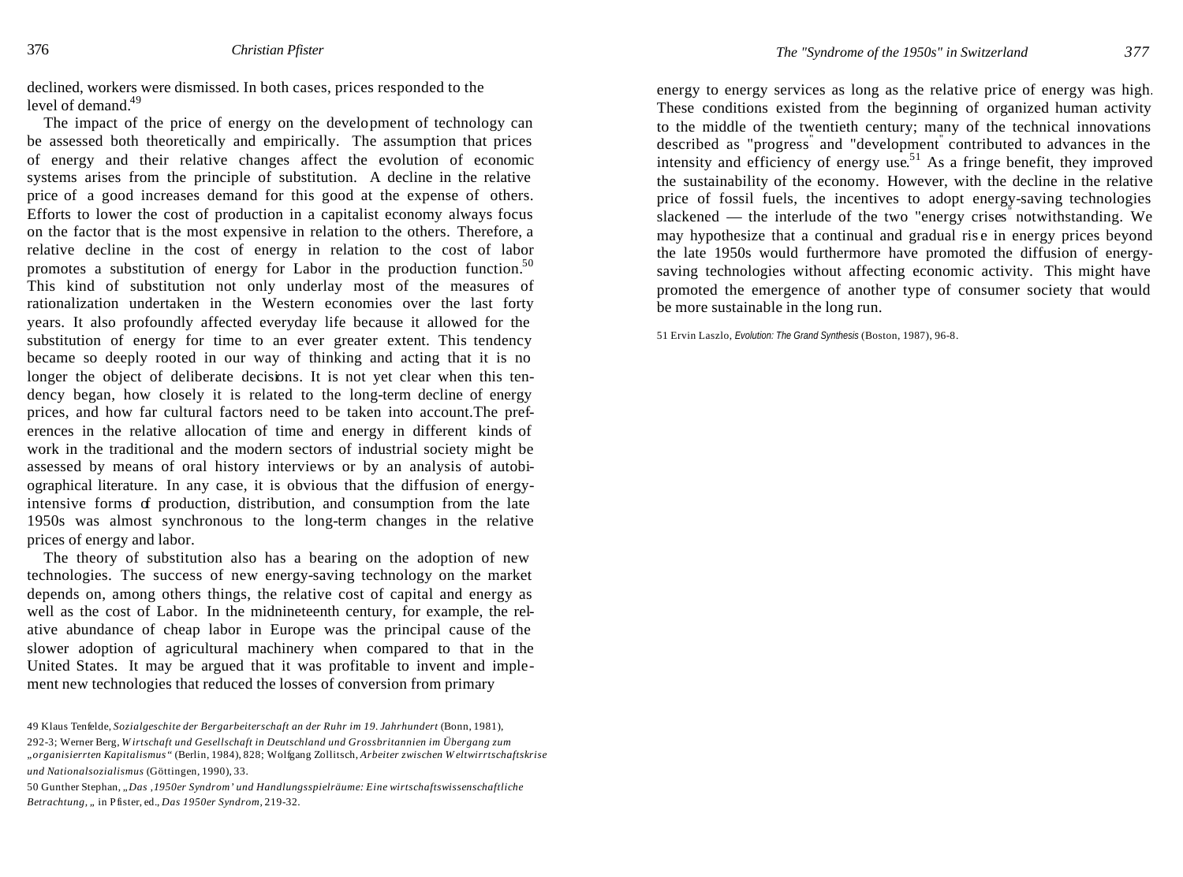declined, workers were dismissed. In both cases, prices responded to the level of demand.[49]

The impact of the price of energy on the development of technology can be assessed both theoretically and empirically. The assumption that prices of energy and their relative changes affect the evolution of economic systems arises from the principle of substitution. A decline in the relative price of a good increases demand for this good at the expense of others. Efforts to lower the cost of production in a capitalist economy always focus on the factor that is the most expensive in relation to the others. Therefore, a relative decline in the cost of energy in relation to the cost of labor promotes a substitution of energy for Labor in the production function.[50] This kind of substitution not only underlay most of the measures of rationalization undertaken in the Western economies over the last forty years. It also profoundly affected everyday life because it allowed for the substitution of energy for time to an ever greater extent. This tendency became so deeply rooted in our way of thinking and acting that it is no longer the object of deliberate decisions. It is not yet clear when this tendency began, how closely it is related to the long-term decline of energy prices, and how far cultural factors need to be taken into account.The preferences in the relative allocation of time and energy in different kinds of work in the traditional and the modern sectors of industrial society might be assessed by means of oral history interviews or by an analysis of autobiographical literature. In any case, it is obvious that the diffusion of energy-intensive forms of production, distribution, and consumption from the late 1950s was almost synchronous to the long-term changes in the relative prices of energy and labor.

The theory of substitution also has a bearing on the adoption of new technologies. The success of new energy-saving technology on the market depends on, among others things, the relative cost of capital and energy as well as the cost of Labor. In the midnineteenth century, for example, the relative abundance of cheap labor in Europe was the principal cause of the slower adoption of agricultural machinery when compared to that in the United States. It may be argued that it was profitable to invent and implement new technologies that reduced the losses of conversion from primary energy to energy services as long as the relative price of energy was high. These conditions existed from the beginning of organized human activity to the middle of the twentieth century; many of the technical innovations described as "progress" and "development" contributed to advances in the intensity and efficiency of energy use.[51] As a fringe benefit, they improved the sustainability of the economy. However, with the decline in the relative price of fossil fuels, the incentives to adopt energy-saving technologies slackened — the interlude of the two "energy crises" notwithstanding. We may hypothesize that a continual and gradual rise in energy prices beyond the late 1950s would furthermore have promoted the diffusion of energy-saving technologies without affecting economic activity. This might have promoted the emergence of another type of consumer society that would be more sustainable in the long run.

49 Klaus Tenfelde, *Sozialgeschite der Bergarbeiterschaft an der Ruhr im 19. Jahrhundert* (Bonn, 1981), 292-3; Werner Berg, *Wirtschaft und Gesellschaft in Deutschland und Grossbritannien im Übergang zum „organisierrten Kapitalismus"* (Berlin, 1984), 828; Wolfgang Zollitsch, *Arbeiter zwischen Weltwirrtschaftskrise und Nationalsozialismus* (Göttingen, 1990), 33.

50 Gunther Stephan, *„Das ‚1950er Syndrom' und Handlungsspielräume: Eine wirtschaftswissenschaftliche Betrachtung,"* in Pfister, ed., *Das 1950er Syndrom*, 219-32.

51 Ervin Laszlo, *Evolution: The Grand Synthesis* (Boston, 1987), 96-8.